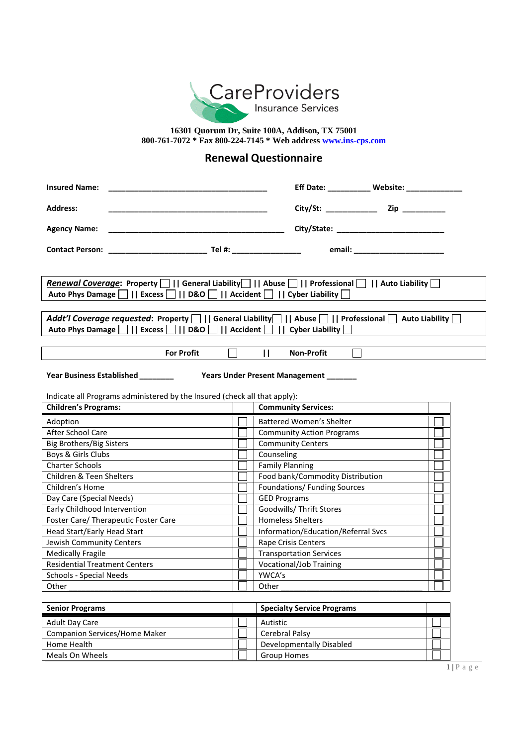CareProviders
Insurance Services

**16301 Quorum Dr, Suite 100A, Addison, TX 75001**
**800-761-7072 * Fax 800-224-7145 * Web address www.ins-cps.com**

## Renewal Questionnaire

**Insured Name:** ______________________________________ **Eff Date:** __________ **Website:** _____________

**Address:** ______________________________________ **City/St:** ____________ **Zip** __________

**Agency Name:** __________________________________________ **City/State:** _________________________

**Contact Person:** _______________________ **Tel #:** ________________ **email:** _____________________

***Renewal Coverage*:** **Property** ☐ **|| General Liability** ☐ **|| Abuse** ☐ **|| Professional** ☐ **|| Auto Liability** ☐
**Auto Phys Damage** ☐ **|| Excess** ☐ **|| D&O** ☐ **|| Accident** ☐ **|| Cyber Liability** ☐

***Addt'l Coverage requested*:** **Property** ☐ **|| General Liability** ☐ **|| Abuse** ☐ **|| Professional** ☐ **Auto Liability** ☐
**Auto Phys Damage** ☐ **|| Excess** ☐ **|| D&O** ☐ **|| Accident** ☐ **|| Cyber Liability** ☐

**For Profit** ☐ **||** **Non-Profit** ☐

**Year Business Established** ________ **Years Under Present Management** _______

Indicate all Programs administered by the Insured (check all that apply):

| Children's Programs: | | Community Services: | |
|---|---|---|---|
| Adoption | ☐ | Battered Women's Shelter | ☐ |
| After School Care | ☐ | Community Action Programs | ☐ |
| Big Brothers/Big Sisters | ☐ | Community Centers | ☐ |
| Boys & Girls Clubs | ☐ | Counseling | ☐ |
| Charter Schools | ☐ | Family Planning | ☐ |
| Children & Teen Shelters | ☐ | Food bank/Commodity Distribution | ☐ |
| Children's Home | ☐ | Foundations/ Funding Sources | ☐ |
| Day Care (Special Needs) | ☐ | GED Programs | ☐ |
| Early Childhood Intervention | ☐ | Goodwills/ Thrift Stores | ☐ |
| Foster Care/ Therapeutic Foster Care | ☐ | Homeless Shelters | ☐ |
| Head Start/Early Head Start | ☐ | Information/Education/Referral Svcs | ☐ |
| Jewish Community Centers | ☐ | Rape Crisis Centers | ☐ |
| Medically Fragile | ☐ | Transportation Services | ☐ |
| Residential Treatment Centers | ☐ | Vocational/Job Training | ☐ |
| Schools - Special Needs | ☐ | YWCA's | ☐ |
| Other ________________________________ | ☐ | Other ________________________________ | ☐ |

| Senior Programs | | Specialty Service Programs | |
|---|---|---|---|
| Adult Day Care | ☐ | Autistic | ☐ |
| Companion Services/Home Maker | ☐ | Cerebral Palsy | ☐ |
| Home Health | ☐ | Developmentally Disabled | ☐ |
| Meals On Wheels | ☐ | Group Homes | ☐ |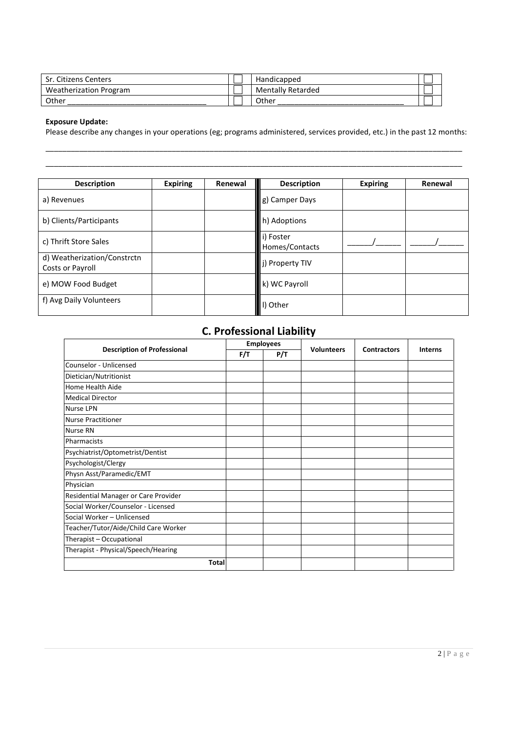| | | | |
|---|---|---|---|
| Sr. Citizens Centers | ☐ | Handicapped | ☐ |
| Weatherization Program | ☐ | Mentally Retarded | ☐ |
| Other ________________________________ | ☐ | Other ____________________________ | ☐ |

**Exposure Update:**

Please describe any changes in your operations (eg; programs administered, services provided, etc.) in the past 12 months:

_____________________________________________________________________________________________

_____________________________________________________________________________________________

| Description | Expiring | Renewal | Description | Expiring | Renewal |
|---|---|---|---|---|---|
| a) Revenues | | | g) Camper Days | | |
| b) Clients/Participants | | | h) Adoptions | | |
| c) Thrift Store Sales | | | i) Foster Homes/Contacts | ______/______ | ______/______ |
| d) Weatherization/Constrctn Costs or Payroll | | | j) Property TIV | | |
| e) MOW Food Budget | | | k) WC Payroll | | |
| f) Avg Daily Volunteers | | | l) Other | | |

## C. Professional Liability

| Description of Professional | Employees | | Volunteers | Contractors | Interns |
|---|---|---|---|---|---|
| | F/T | P/T | | | |
| Counselor - Unlicensed | | | | | |
| Dietician/Nutritionist | | | | | |
| Home Health Aide | | | | | |
| Medical Director | | | | | |
| Nurse LPN | | | | | |
| Nurse Practitioner | | | | | |
| Nurse RN | | | | | |
| Pharmacists | | | | | |
| Psychiatrist/Optometrist/Dentist | | | | | |
| Psychologist/Clergy | | | | | |
| Physn Asst/Paramedic/EMT | | | | | |
| Physician | | | | | |
| Residential Manager or Care Provider | | | | | |
| Social Worker/Counselor - Licensed | | | | | |
| Social Worker – Unlicensed | | | | | |
| Teacher/Tutor/Aide/Child Care Worker | | | | | |
| Therapist – Occupational | | | | | |
| Therapist - Physical/Speech/Hearing | | | | | |
| Total | | | | | |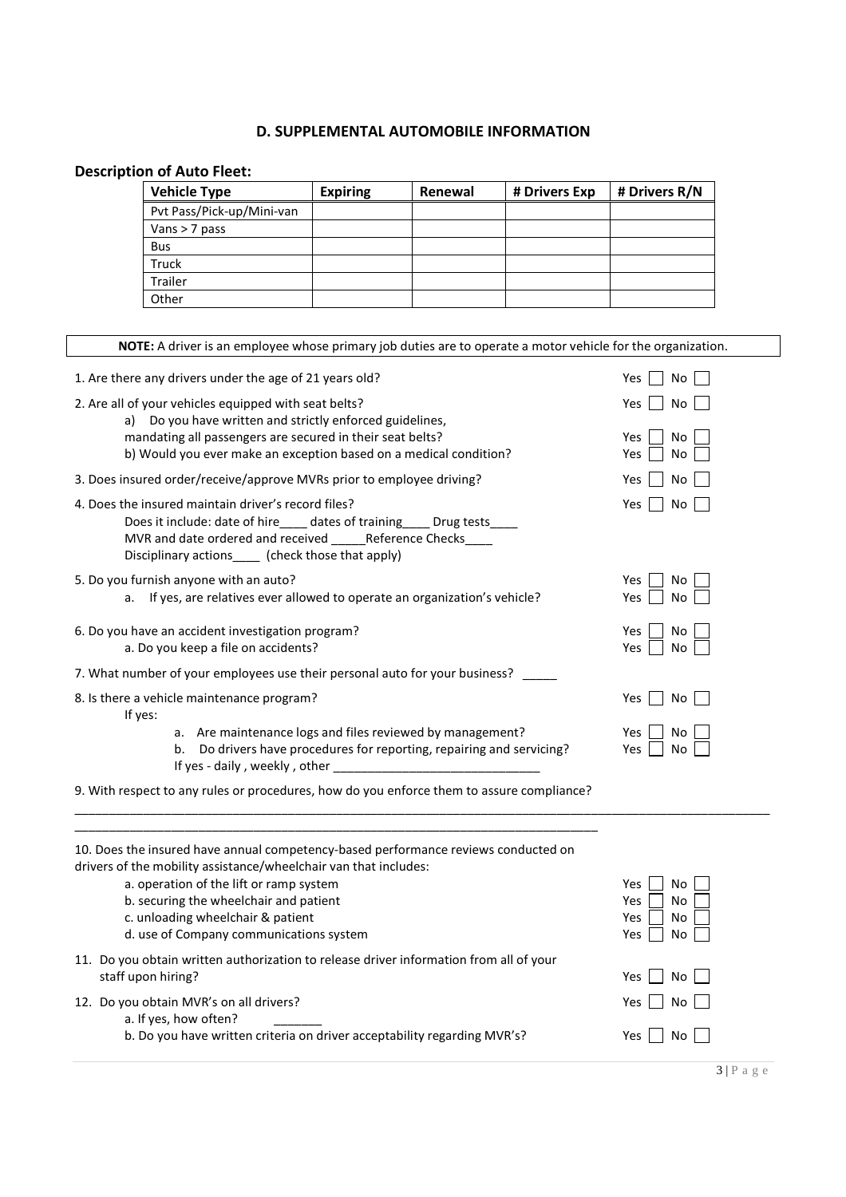## D. SUPPLEMENTAL AUTOMOBILE INFORMATION

### Description of Auto Fleet:

| Vehicle Type | Expiring | Renewal | # Drivers Exp | # Drivers R/N |
|---|---|---|---|---|
| Pvt Pass/Pick-up/Mini-van | | | | |
| Vans > 7 pass | | | | |
| Bus | | | | |
| Truck | | | | |
| Trailer | | | | |
| Other | | | | |

**NOTE:** A driver is an employee whose primary job duties are to operate a motor vehicle for the organization.

1. Are there any drivers under the age of 21 years old? Yes ☐ No ☐

2. Are all of your vehicles equipped with seat belts? Yes ☐ No ☐
   a) Do you have written and strictly enforced guidelines, mandating all passengers are secured in their seat belts? Yes ☐ No ☐
   b) Would you ever make an exception based on a medical condition? Yes ☐ No ☐

3. Does insured order/receive/approve MVRs prior to employee driving? Yes ☐ No ☐

4. Does the insured maintain driver's record files? Yes ☐ No ☐
   Does it include: date of hire____ dates of training____ Drug tests____
   MVR and date ordered and received _____Reference Checks____
   Disciplinary actions____ (check those that apply)

5. Do you furnish anyone with an auto? Yes ☐ No ☐
   a. If yes, are relatives ever allowed to operate an organization's vehicle? Yes ☐ No ☐

6. Do you have an accident investigation program? Yes ☐ No ☐
   a. Do you keep a file on accidents? Yes ☐ No ☐

7. What number of your employees use their personal auto for your business? _____

8. Is there a vehicle maintenance program? Yes ☐ No ☐
   If yes:
   a. Are maintenance logs and files reviewed by management? Yes ☐ No ☐
   b. Do drivers have procedures for reporting, repairing and servicing? Yes ☐ No ☐
   If yes - daily , weekly , other ______________________________

9. With respect to any rules or procedures, how do you enforce them to assure compliance?

_______________________________________________________________________________________________

_____________________________________________________________________________

10. Does the insured have annual competency-based performance reviews conducted on drivers of the mobility assistance/wheelchair van that includes:
    a. operation of the lift or ramp system Yes ☐ No ☐
    b. securing the wheelchair and patient Yes ☐ No ☐
    c. unloading wheelchair & patient Yes ☐ No ☐
    d. use of Company communications system Yes ☐ No ☐

11. Do you obtain written authorization to release driver information from all of your staff upon hiring? Yes ☐ No ☐

12. Do you obtain MVR's on all drivers? Yes ☐ No ☐
    a. If yes, how often? _______
    b. Do you have written criteria on driver acceptability regarding MVR's? Yes ☐ No ☐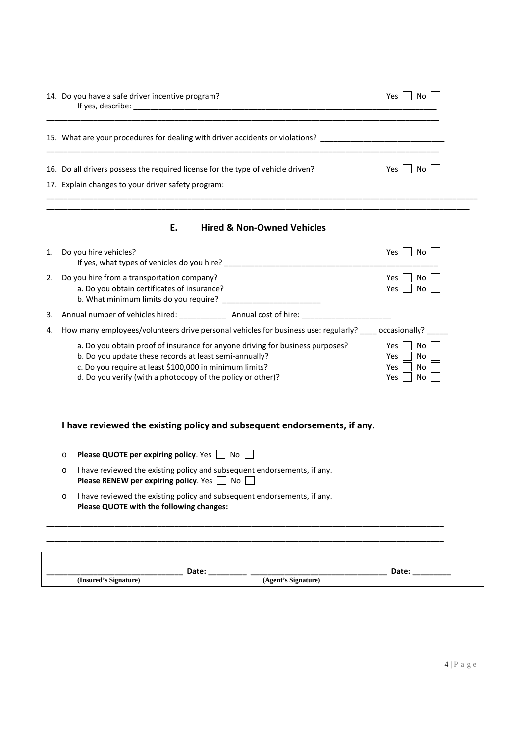14. Do you have a safe driver incentive program? Yes ☐ No ☐
    If yes, describe: ______________________________________________________________________

____________________________________________________________________________________________

15. What are your procedures for dealing with driver accidents or violations? ____________________________

____________________________________________________________________________________________

16. Do all drivers possess the required license for the type of vehicle driven? Yes ☐ No ☐

17. Explain changes to your driver safety program:

____________________________________________________________________________________________

____________________________________________________________________________________________

## E. Hired & Non-Owned Vehicles

1. Do you hire vehicles? Yes ☐ No ☐
   If yes, what types of vehicles do you hire? ______________________________________________

2. Do you hire from a transportation company? Yes ☐ No ☐
   a. Do you obtain certificates of insurance? Yes ☐ No ☐
   b. What minimum limits do you require? _______________________

3. Annual number of vehicles hired: ___________ Annual cost of hire: _____________________

4. How many employees/volunteers drive personal vehicles for business use: regularly? ____ occasionally? _____
   a. Do you obtain proof of insurance for anyone driving for business purposes? Yes ☐ No ☐
   b. Do you update these records at least semi-annually? Yes ☐ No ☐
   c. Do you require at least $100,000 in minimum limits? Yes ☐ No ☐
   d. Do you verify (with a photocopy of the policy or other)? Yes ☐ No ☐

### I have reviewed the existing policy and subsequent endorsements, if any.

- **Please QUOTE per expiring policy**. Yes ☐ No ☐
- I have reviewed the existing policy and subsequent endorsements, if any.
  **Please RENEW per expiring policy**. Yes ☐ No ☐
- I have reviewed the existing policy and subsequent endorsements, if any.
  **Please QUOTE with the following changes:**

____________________________________________________________________________________________

____________________________________________________________________________________________

_______________________________ Date: _________ _______________________________ Date: _________
**(Insured's Signature)** **(Agent's Signature)**